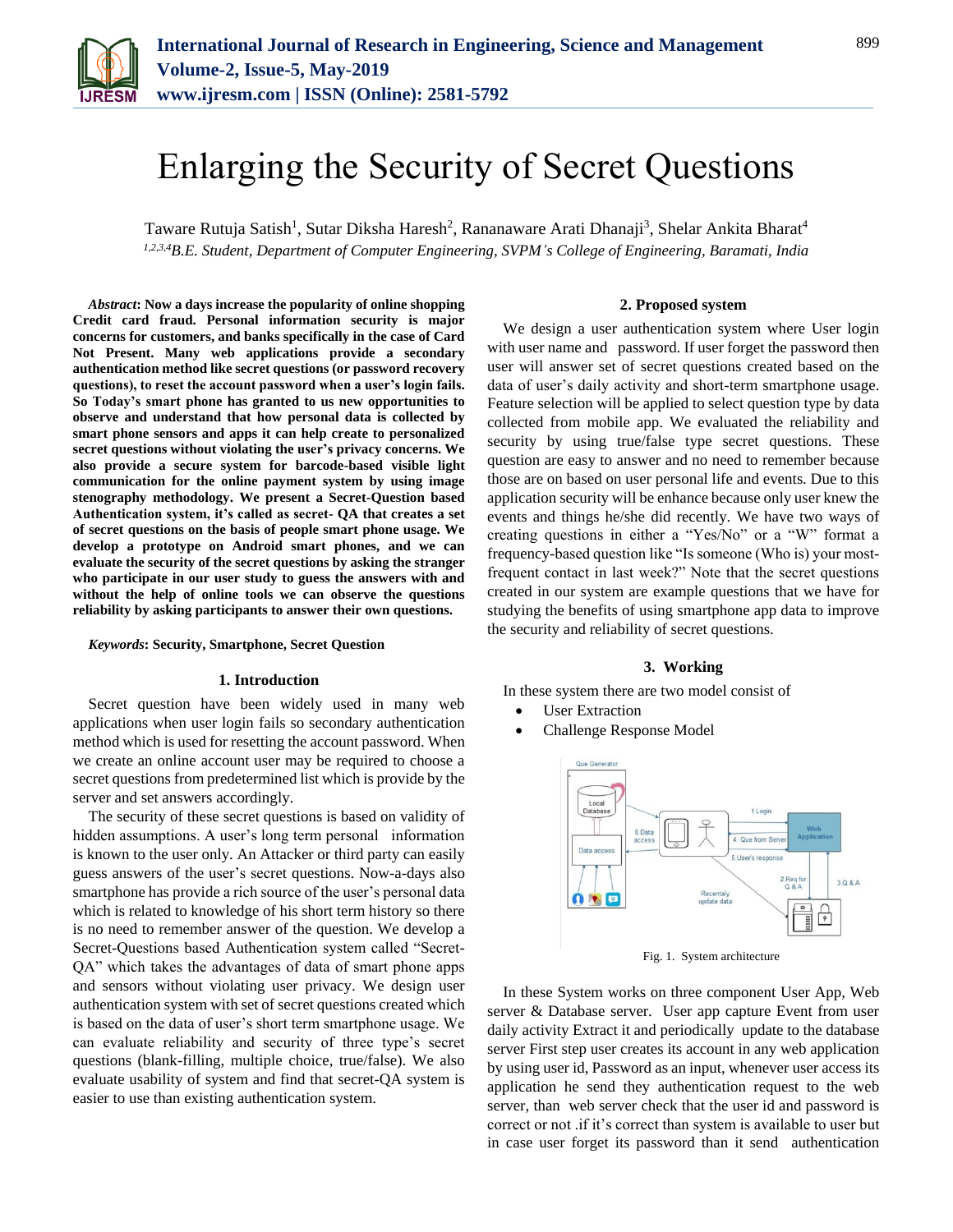# Enlarging the Security of Secret Questions

Taware Rutuja Satish[1], Sutar Diksha Haresh[2], Rananaware Arati Dhanaji[3], Shelar Ankita Bharat[4]

[1,2,3,4]*B.E. Student, Department of Computer Engineering, SVPM's College of Engineering, Baramati, India*

***Abstract*: Now a days increase the popularity of online shopping Credit card fraud. Personal information security is major concerns for customers, and banks specifically in the case of Card Not Present. Many web applications provide a secondary authentication method like secret questions (or password recovery questions), to reset the account password when a user's login fails. So Today's smart phone has granted to us new opportunities to observe and understand that how personal data is collected by smart phone sensors and apps it can help create to personalized secret questions without violating the user's privacy concerns. We also provide a secure system for barcode-based visible light communication for the online payment system by using image stenography methodology. We present a Secret-Question based Authentication system, it's called as secret- QA that creates a set of secret questions on the basis of people smart phone usage. We develop a prototype on Android smart phones, and we can evaluate the security of the secret questions by asking the stranger who participate in our user study to guess the answers with and without the help of online tools we can observe the questions reliability by asking participants to answer their own questions.**

***Keywords*: Security, Smartphone, Secret Question**

## 1. Introduction

Secret question have been widely used in many web applications when user login fails so secondary authentication method which is used for resetting the account password. When we create an online account user may be required to choose a secret questions from predetermined list which is provide by the server and set answers accordingly.

The security of these secret questions is based on validity of hidden assumptions. A user's long term personal information is known to the user only. An Attacker or third party can easily guess answers of the user's secret questions. Now-a-days also smartphone has provide a rich source of the user's personal data which is related to knowledge of his short term history so there is no need to remember answer of the question. We develop a Secret-Questions based Authentication system called "Secret-QA" which takes the advantages of data of smart phone apps and sensors without violating user privacy. We design user authentication system with set of secret questions created which is based on the data of user's short term smartphone usage. We can evaluate reliability and security of three type's secret questions (blank-filling, multiple choice, true/false). We also evaluate usability of system and find that secret-QA system is easier to use than existing authentication system.

## 2. Proposed system

We design a user authentication system where User login with user name and password. If user forget the password then user will answer set of secret questions created based on the data of user's daily activity and short-term smartphone usage. Feature selection will be applied to select question type by data collected from mobile app. We evaluated the reliability and security by using true/false type secret questions. These question are easy to answer and no need to remember because those are on based on user personal life and events. Due to this application security will be enhance because only user knew the events and things he/she did recently. We have two ways of creating questions in either a "Yes/No" or a "W" format a frequency-based question like "Is someone (Who is) your most-frequent contact in last week?" Note that the secret questions created in our system are example questions that we have for studying the benefits of using smartphone app data to improve the security and reliability of secret questions.

## 3. Working

In these system there are two model consist of

- User Extraction
- Challenge Response Model

Fig. 1. System architecture

In these System works on three component User App, Web server & Database server. User app capture Event from user daily activity Extract it and periodically update to the database server First step user creates its account in any web application by using user id, Password as an input, whenever user access its application he send they authentication request to the web server, than web server check that the user id and password is correct or not .if it's correct than system is available to user but in case user forget its password than it send authentication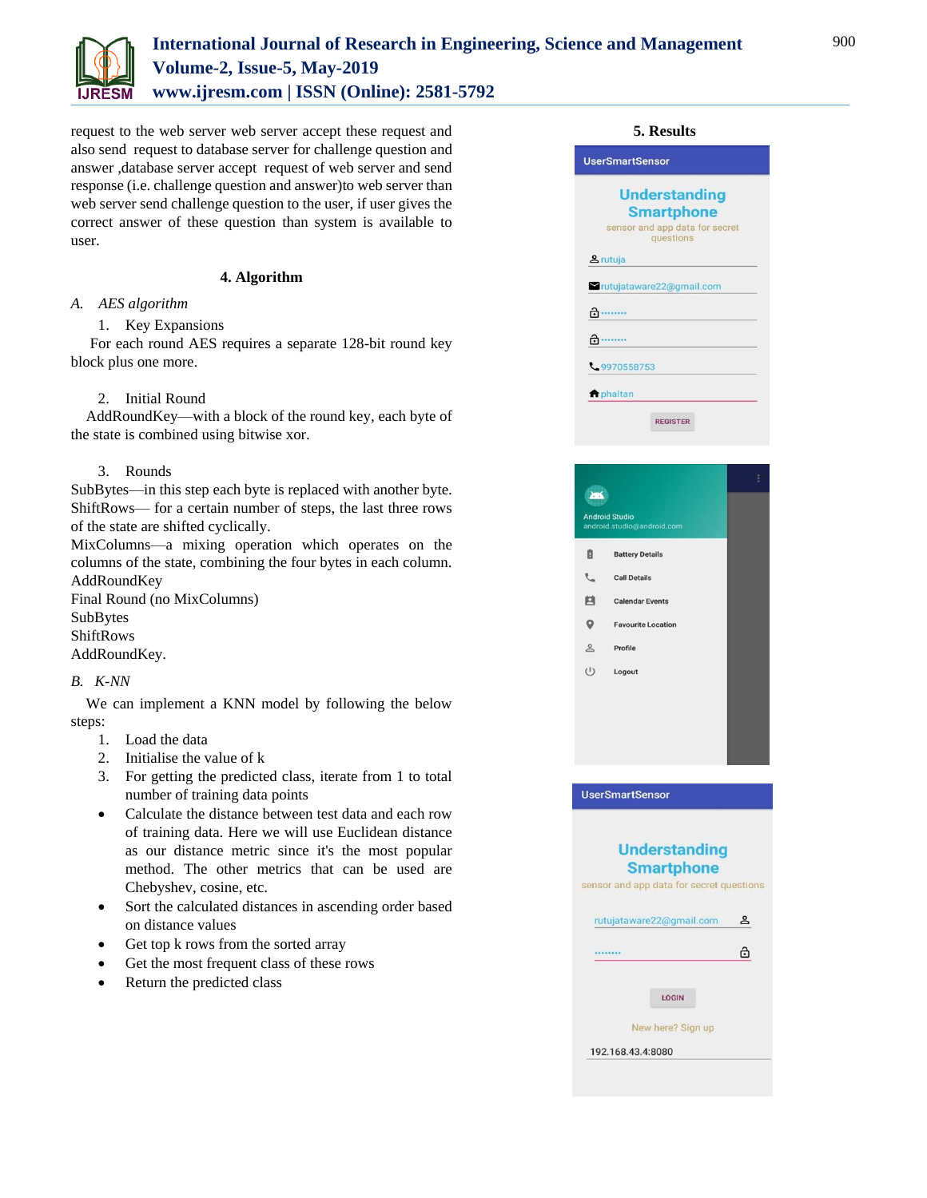request to the web server web server accept these request and also send request to database server for challenge question and answer ,database server accept request of web server and send response (i.e. challenge question and answer)to web server than web server send challenge question to the user, if user gives the correct answer of these question than system is available to user.

## 4. Algorithm

*A. AES algorithm*

1. Key Expansions

For each round AES requires a separate 128-bit round key block plus one more.

2. Initial Round

AddRoundKey—with a block of the round key, each byte of the state is combined using bitwise xor.

3. Rounds

SubBytes—in this step each byte is replaced with another byte.
ShiftRows— for a certain number of steps, the last three rows of the state are shifted cyclically.
MixColumns—a mixing operation which operates on the columns of the state, combining the four bytes in each column.
AddRoundKey
Final Round (no MixColumns)
SubBytes
ShiftRows
AddRoundKey.

*B. K-NN*

We can implement a KNN model by following the below steps:

1. Load the data
2. Initialise the value of k
3. For getting the predicted class, iterate from 1 to total number of training data points

- Calculate the distance between test data and each row of training data. Here we will use Euclidean distance as our distance metric since it's the most popular method. The other metrics that can be used are Chebyshev, cosine, etc.
- Sort the calculated distances in ascending order based on distance values
- Get top k rows from the sorted array
- Get the most frequent class of these rows
- Return the predicted class

## 5. Results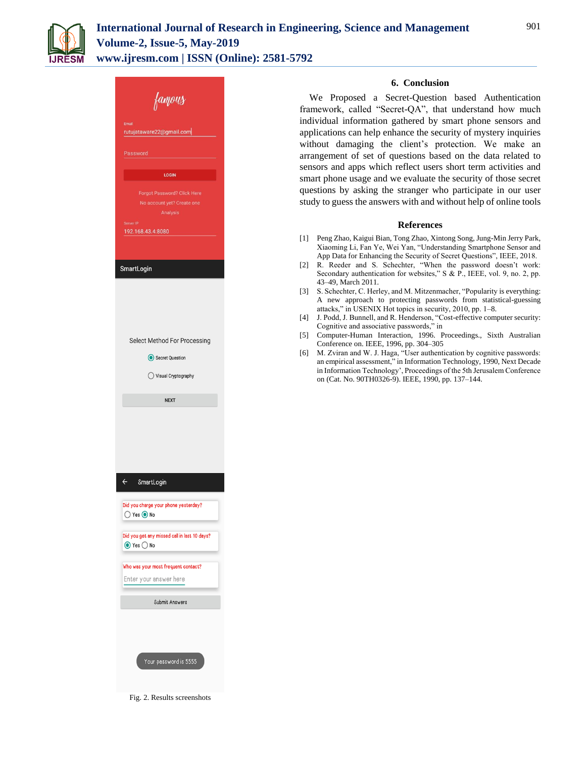Fig. 2. Results screenshots

## 6. Conclusion

We Proposed a Secret-Question based Authentication framework, called "Secret-QA", that understand how much individual information gathered by smart phone sensors and applications can help enhance the security of mystery inquiries without damaging the client's protection. We make an arrangement of set of questions based on the data related to sensors and apps which reflect users short term activities and smart phone usage and we evaluate the security of those secret questions by asking the stranger who participate in our user study to guess the answers with and without help of online tools

## References

[1] Peng Zhao, Kaigui Bian, Tong Zhao, Xintong Song, Jung-Min Jerry Park, Xiaoming Li, Fan Ye, Wei Yan, "Understanding Smartphone Sensor and App Data for Enhancing the Security of Secret Questions", IEEE, 2018.

[2] R. Reeder and S. Schechter, "When the password doesn't work: Secondary authentication for websites," S & P., IEEE, vol. 9, no. 2, pp. 43–49, March 2011.

[3] S. Schechter, C. Herley, and M. Mitzenmacher, "Popularity is everything: A new approach to protecting passwords from statistical-guessing attacks," in USENIX Hot topics in security, 2010, pp. 1–8.

[4] J. Podd, J. Bunnell, and R. Henderson, "Cost-effective computer security: Cognitive and associative passwords," in

[5] Computer-Human Interaction, 1996. Proceedings., Sixth Australian Conference on. IEEE, 1996, pp. 304–305

[6] M. Zviran and W. J. Haga, "User authentication by cognitive passwords: an empirical assessment," in Information Technology, 1990, Next Decade in Information Technology', Proceedings of the 5th Jerusalem Conference on (Cat. No. 90TH0326-9). IEEE, 1990, pp. 137–144.